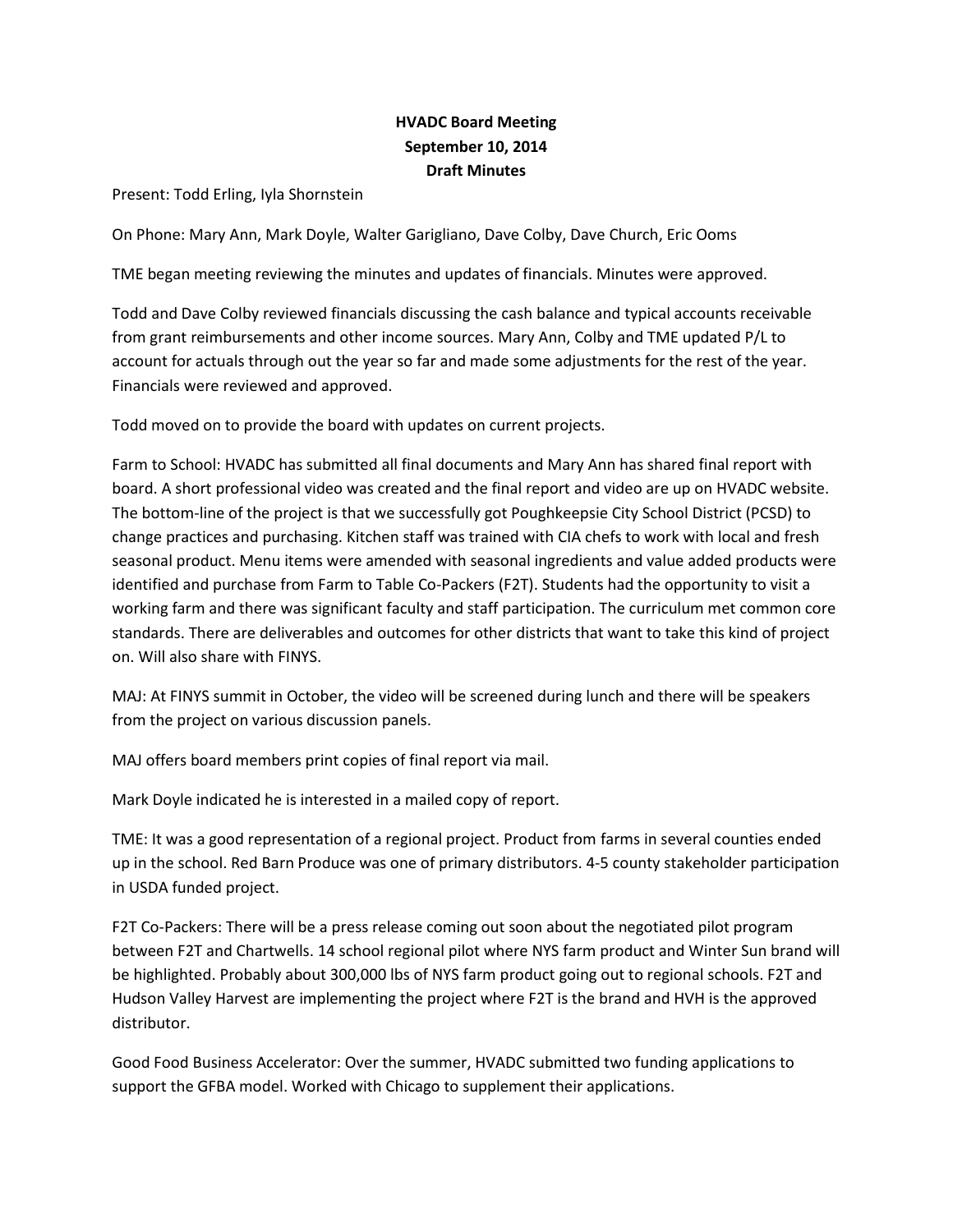# HVADC Board Meeting
## September 10, 2014
## Draft Minutes

Present: Todd Erling, Iyla Shornstein

On Phone: Mary Ann, Mark Doyle, Walter Garigliano, Dave Colby, Dave Church, Eric Ooms

TME began meeting reviewing the minutes and updates of financials. Minutes were approved.

Todd and Dave Colby reviewed financials discussing the cash balance and typical accounts receivable from grant reimbursements and other income sources. Mary Ann, Colby and TME updated P/L to account for actuals through out the year so far and made some adjustments for the rest of the year. Financials were reviewed and approved.

Todd moved on to provide the board with updates on current projects.

Farm to School: HVADC has submitted all final documents and Mary Ann has shared final report with board. A short professional video was created and the final report and video are up on HVADC website. The bottom-line of the project is that we successfully got Poughkeepsie City School District (PCSD) to change practices and purchasing. Kitchen staff was trained with CIA chefs to work with local and fresh seasonal product. Menu items were amended with seasonal ingredients and value added products were identified and purchase from Farm to Table Co-Packers (F2T). Students had the opportunity to visit a working farm and there was significant faculty and staff participation. The curriculum met common core standards. There are deliverables and outcomes for other districts that want to take this kind of project on. Will also share with FINYS.

MAJ: At FINYS summit in October, the video will be screened during lunch and there will be speakers from the project on various discussion panels.

MAJ offers board members print copies of final report via mail.

Mark Doyle indicated he is interested in a mailed copy of report.

TME: It was a good representation of a regional project. Product from farms in several counties ended up in the school. Red Barn Produce was one of primary distributors. 4-5 county stakeholder participation in USDA funded project.

F2T Co-Packers: There will be a press release coming out soon about the negotiated pilot program between F2T and Chartwells. 14 school regional pilot where NYS farm product and Winter Sun brand will be highlighted. Probably about 300,000 lbs of NYS farm product going out to regional schools. F2T and Hudson Valley Harvest are implementing the project where F2T is the brand and HVH is the approved distributor.

Good Food Business Accelerator: Over the summer, HVADC submitted two funding applications to support the GFBA model. Worked with Chicago to supplement their applications.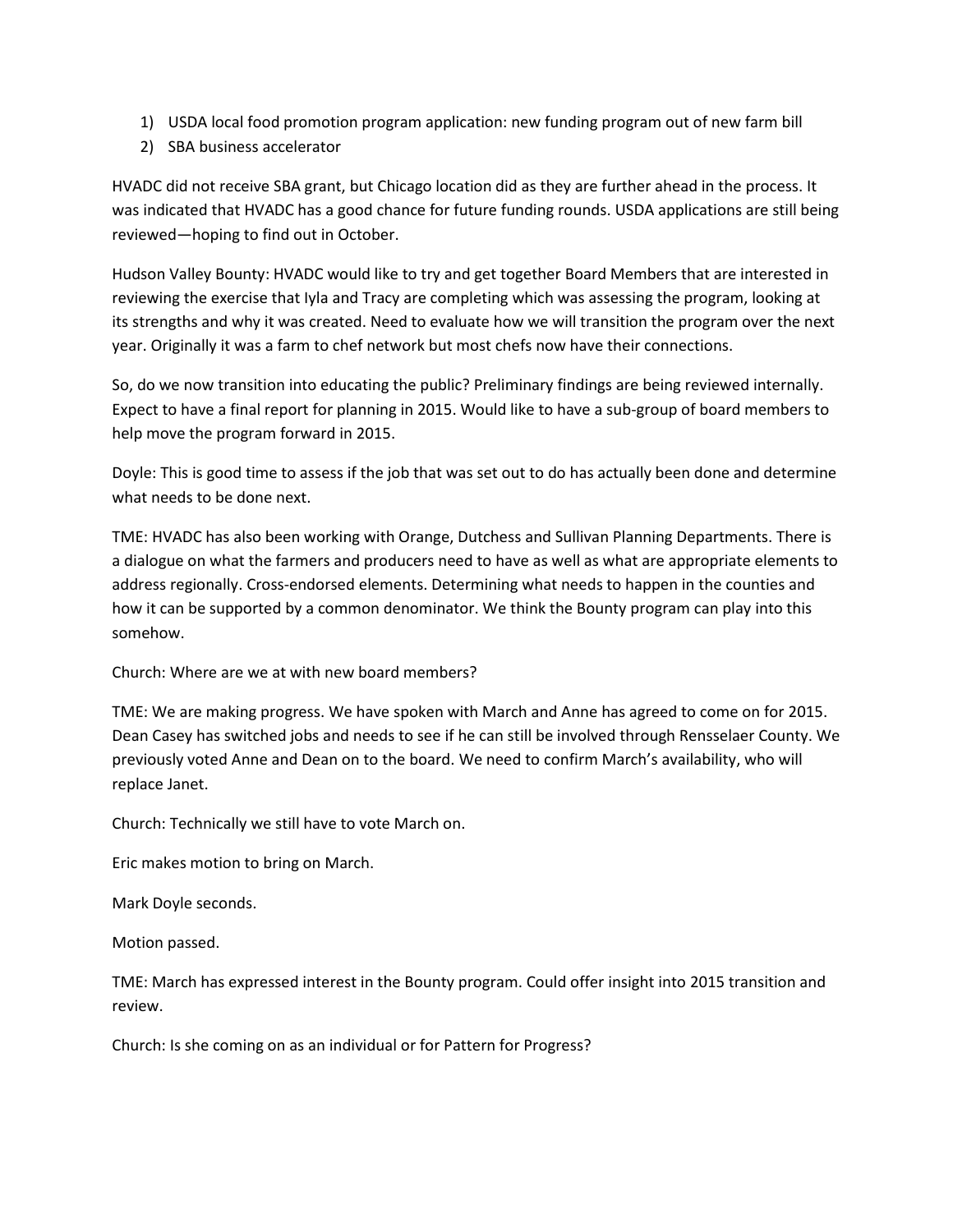1) USDA local food promotion program application: new funding program out of new farm bill
2) SBA business accelerator

HVADC did not receive SBA grant, but Chicago location did as they are further ahead in the process. It was indicated that HVADC has a good chance for future funding rounds. USDA applications are still being reviewed—hoping to find out in October.

Hudson Valley Bounty: HVADC would like to try and get together Board Members that are interested in reviewing the exercise that Iyla and Tracy are completing which was assessing the program, looking at its strengths and why it was created. Need to evaluate how we will transition the program over the next year. Originally it was a farm to chef network but most chefs now have their connections.

So, do we now transition into educating the public? Preliminary findings are being reviewed internally. Expect to have a final report for planning in 2015. Would like to have a sub-group of board members to help move the program forward in 2015.

Doyle: This is good time to assess if the job that was set out to do has actually been done and determine what needs to be done next.

TME: HVADC has also been working with Orange, Dutchess and Sullivan Planning Departments. There is a dialogue on what the farmers and producers need to have as well as what are appropriate elements to address regionally. Cross-endorsed elements. Determining what needs to happen in the counties and how it can be supported by a common denominator. We think the Bounty program can play into this somehow.

Church: Where are we at with new board members?

TME: We are making progress. We have spoken with March and Anne has agreed to come on for 2015. Dean Casey has switched jobs and needs to see if he can still be involved through Rensselaer County. We previously voted Anne and Dean on to the board. We need to confirm March's availability, who will replace Janet.

Church: Technically we still have to vote March on.

Eric makes motion to bring on March.

Mark Doyle seconds.

Motion passed.

TME: March has expressed interest in the Bounty program. Could offer insight into 2015 transition and review.

Church: Is she coming on as an individual or for Pattern for Progress?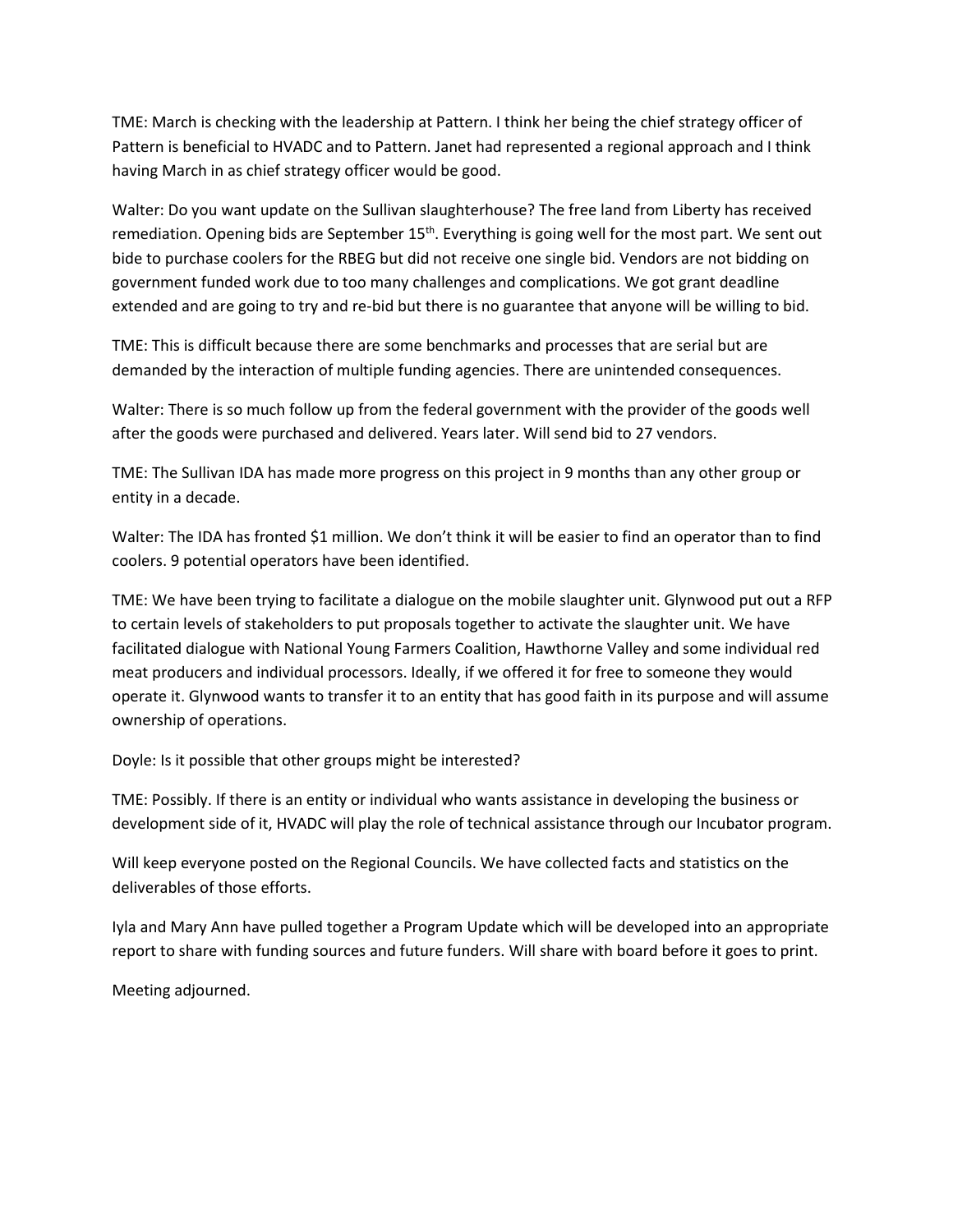TME: March is checking with the leadership at Pattern. I think her being the chief strategy officer of Pattern is beneficial to HVADC and to Pattern. Janet had represented a regional approach and I think having March in as chief strategy officer would be good.

Walter: Do you want update on the Sullivan slaughterhouse? The free land from Liberty has received remediation. Opening bids are September 15th. Everything is going well for the most part. We sent out bide to purchase coolers for the RBEG but did not receive one single bid. Vendors are not bidding on government funded work due to too many challenges and complications. We got grant deadline extended and are going to try and re-bid but there is no guarantee that anyone will be willing to bid.

TME: This is difficult because there are some benchmarks and processes that are serial but are demanded by the interaction of multiple funding agencies. There are unintended consequences.

Walter: There is so much follow up from the federal government with the provider of the goods well after the goods were purchased and delivered. Years later. Will send bid to 27 vendors.

TME: The Sullivan IDA has made more progress on this project in 9 months than any other group or entity in a decade.

Walter: The IDA has fronted $1 million. We don't think it will be easier to find an operator than to find coolers. 9 potential operators have been identified.

TME: We have been trying to facilitate a dialogue on the mobile slaughter unit. Glynwood put out a RFP to certain levels of stakeholders to put proposals together to activate the slaughter unit. We have facilitated dialogue with National Young Farmers Coalition, Hawthorne Valley and some individual red meat producers and individual processors. Ideally, if we offered it for free to someone they would operate it. Glynwood wants to transfer it to an entity that has good faith in its purpose and will assume ownership of operations.

Doyle: Is it possible that other groups might be interested?

TME: Possibly. If there is an entity or individual who wants assistance in developing the business or development side of it, HVADC will play the role of technical assistance through our Incubator program.

Will keep everyone posted on the Regional Councils. We have collected facts and statistics on the deliverables of those efforts.

Iyla and Mary Ann have pulled together a Program Update which will be developed into an appropriate report to share with funding sources and future funders. Will share with board before it goes to print.

Meeting adjourned.